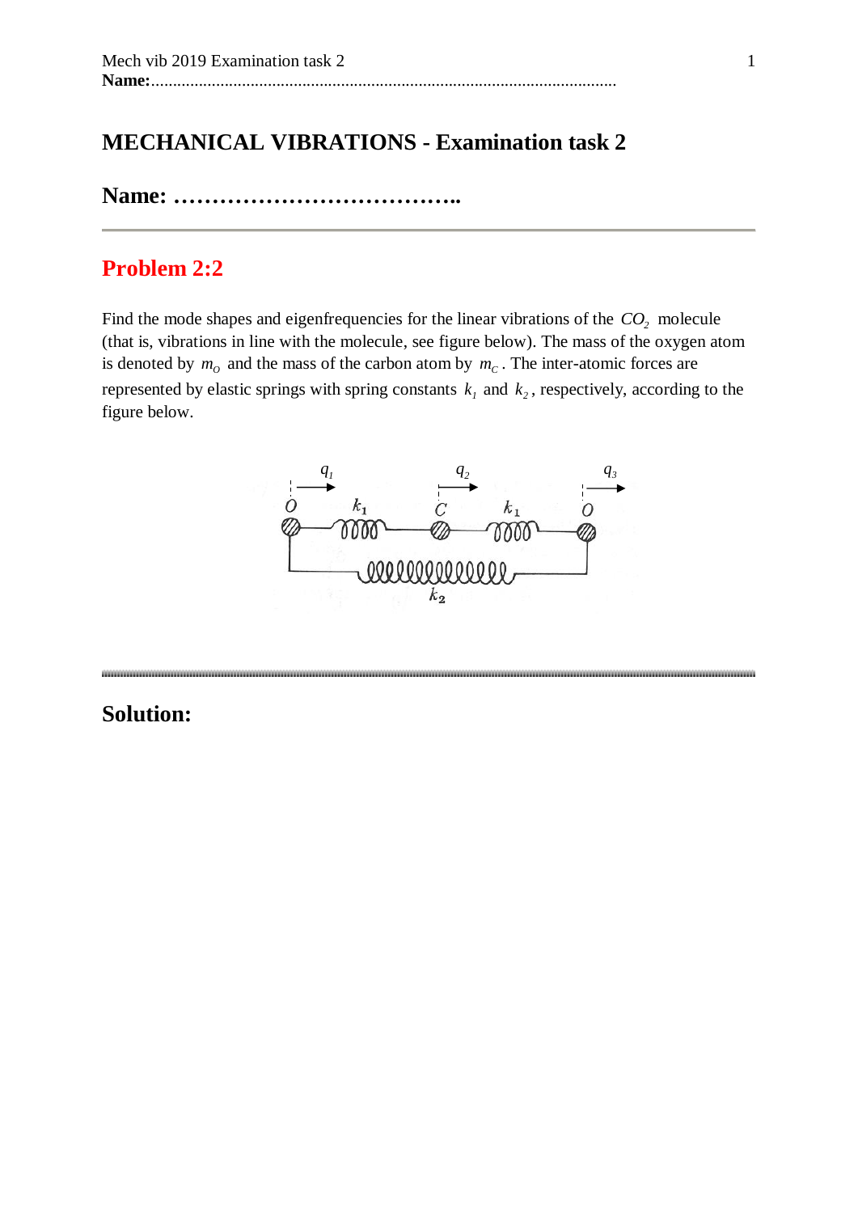# MECHANICAL VIBRATIONS - Examination task 2

## Name: ………………………………..

## Problem 2:2

Find the mode shapes and eigenfrequencies for the linear vibrations of the $CO_2$ molecule (that is, vibrations in line with the molecule, see figure below). The mass of the oxygen atom is denoted by $m_O$ and the mass of the carbon atom by $m_C$. The inter-atomic forces are represented by elastic springs with spring constants $k_1$ and $k_2$, respectively, according to the figure below.

## Solution: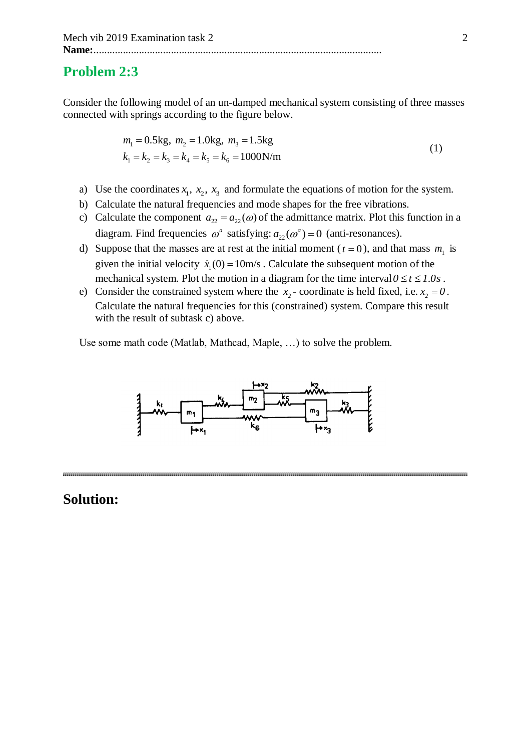Name:..........................................................................................................

## Problem 2:3

Consider the following model of an un-damped mechanical system consisting of three masses connected with springs according to the figure below.

$$
\begin{aligned}
&m_1 = 0.5\text{kg},\ m_2 = 1.0\text{kg},\ m_3 = 1.5\text{kg} \\
&k_1 = k_2 = k_3 = k_4 = k_5 = k_6 = 1000\text{N/m}
\end{aligned}
\tag{1}
$$

a) Use the coordinates $x_1,\ x_2,\ x_3$ and formulate the equations of motion for the system.

b) Calculate the natural frequencies and mode shapes for the free vibrations.

c) Calculate the component $a_{22} = a_{22}(\omega)$ of the admittance matrix. Plot this function in a diagram. Find frequencies $\omega^a$ satisfying: $a_{22}(\omega^a) = 0$ (anti-resonances).

d) Suppose that the masses are at rest at the initial moment ($t = 0$), and that mass $m_1$ is given the initial velocity $\dot{x}_1(0) = 10\text{m/s}$. Calculate the subsequent motion of the mechanical system. Plot the motion in a diagram for the time interval $0 \le t \le 1.0s$.

e) Consider the constrained system where the $x_2$- coordinate is held fixed, i.e. $x_2 = 0$. Calculate the natural frequencies for this (constrained) system. Compare this result with the result of subtask c) above.

Use some math code (Matlab, Mathcad, Maple, …) to solve the problem.

## Solution: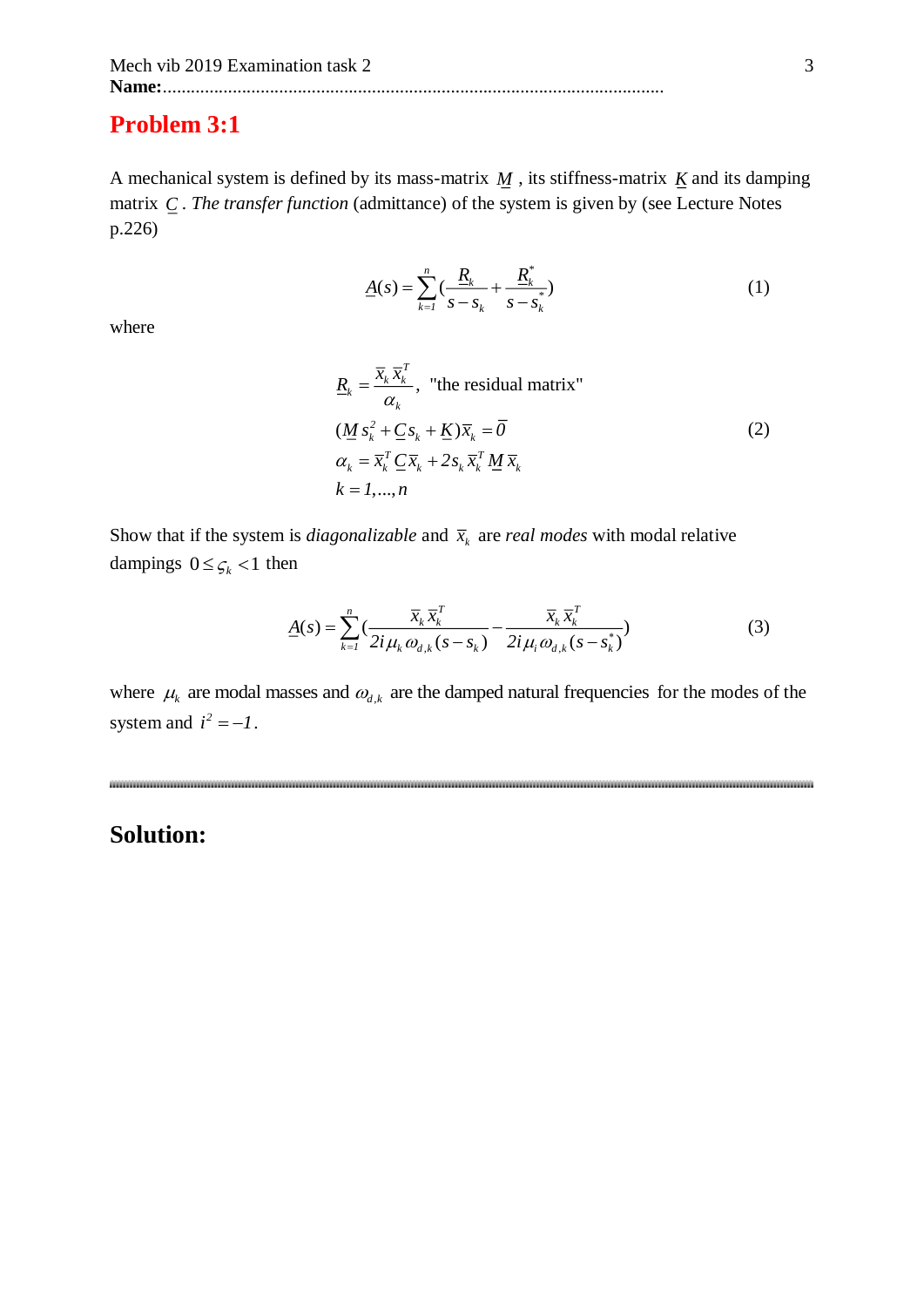Name:........................................................................................................

# Problem 3:1

A mechanical system is defined by its mass-matrix $\underline{M}$ , its stiffness-matrix $\underline{K}$ and its damping matrix $\underline{C}$ . *The transfer function* (admittance) of the system is given by (see Lecture Notes p.226)

$$\underline{A}(s) = \sum_{k=1}^{n} \left( \frac{\underline{R}_k}{s - s_k} + \frac{\underline{R}_k^*}{s - s_k^*} \right) \tag{1}$$

where

$$\begin{aligned}
&\underline{R}_k = \frac{\overline{x}_k \overline{x}_k^T}{\alpha_k}, \quad \text{"the residual matrix"} \\
&(\underline{M} s_k^2 + \underline{C} s_k + \underline{K}) \overline{x}_k = \overline{0} \\
&\alpha_k = \overline{x}_k^T \underline{C} \overline{x}_k + 2 s_k \overline{x}_k^T \underline{M} \overline{x}_k \\
&k = 1, \ldots, n
\end{aligned} \tag{2}$$

Show that if the system is *diagonalizable* and $\overline{x}_k$ are *real modes* with modal relative dampings $0 \le \varsigma_k < 1$ then

$$\underline{A}(s) = \sum_{k=1}^{n} \left( \frac{\overline{x}_k \overline{x}_k^T}{2i \mu_k \omega_{d,k} (s - s_k)} - \frac{\overline{x}_k \overline{x}_k^T}{2i \mu_i \omega_{d,k} (s - s_k^*)} \right) \tag{3}$$

where $\mu_k$ are modal masses and $\omega_{d,k}$ are the damped natural frequencies for the modes of the system and $i^2 = -1$.

---

## Solution: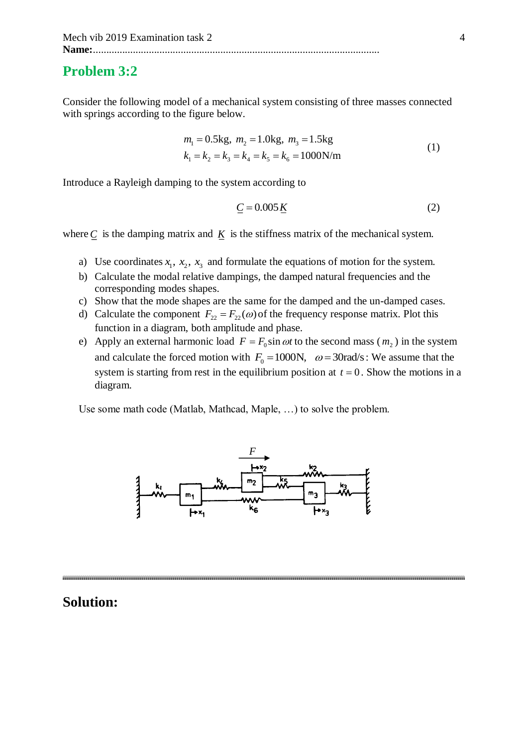## Problem 3:2

Consider the following model of a mechanical system consisting of three masses connected with springs according to the figure below.

$$
\begin{aligned}
&m_1 = 0.5\text{kg},\ m_2 = 1.0\text{kg},\ m_3 = 1.5\text{kg} \\
&k_1 = k_2 = k_3 = k_4 = k_5 = k_6 = 1000\text{N/m}
\end{aligned}
\tag{1}
$$

Introduce a Rayleigh damping to the system according to

$$\underline{C} = 0.005\underline{K} \tag{2}$$

where $\underline{C}$ is the damping matrix and $\underline{K}$ is the stiffness matrix of the mechanical system.

a) Use coordinates $x_1,\ x_2,\ x_3$ and formulate the equations of motion for the system.

b) Calculate the modal relative dampings, the damped natural frequencies and the corresponding modes shapes.

c) Show that the mode shapes are the same for the damped and the un-damped cases.

d) Calculate the component $F_{22} = F_{22}(\omega)$ of the frequency response matrix. Plot this function in a diagram, both amplitude and phase.

e) Apply an external harmonic load $F = F_0 \sin \omega t$ to the second mass ($m_2$) in the system and calculate the forced motion with $F_0 = 1000\text{N}, \quad \omega = 30\text{rad/s}$: We assume that the system is starting from rest in the equilibrium position at $t = 0$. Show the motions in a diagram.

Use some math code (Matlab, Mathcad, Maple, …) to solve the problem.

## Solution: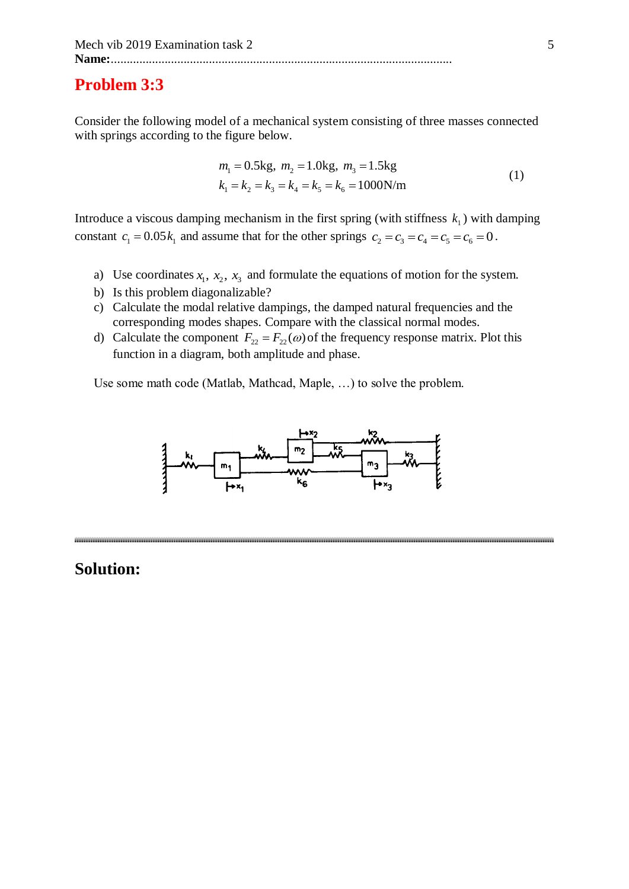**Name:**...........................................................................................................

# Problem 3:3

Consider the following model of a mechanical system consisting of three masses connected with springs according to the figure below.

$$
\begin{aligned}
&m_1 = 0.5\text{kg},\ m_2 = 1.0\text{kg},\ m_3 = 1.5\text{kg} \\
&k_1 = k_2 = k_3 = k_4 = k_5 = k_6 = 1000\text{N/m}
\end{aligned}
\qquad (1)
$$

Introduce a viscous damping mechanism in the first spring (with stiffness $k_1$) with damping constant $c_1 = 0.05k_1$ and assume that for the other springs $c_2 = c_3 = c_4 = c_5 = c_6 = 0$.

a) Use coordinates $x_1,\ x_2,\ x_3$ and formulate the equations of motion for the system.
b) Is this problem diagonalizable?
c) Calculate the modal relative dampings, the damped natural frequencies and the corresponding modes shapes. Compare with the classical normal modes.
d) Calculate the component $F_{22} = F_{22}(\omega)$ of the frequency response matrix. Plot this function in a diagram, both amplitude and phase.

Use some math code (Matlab, Mathcad, Maple, …) to solve the problem.

## Solution: